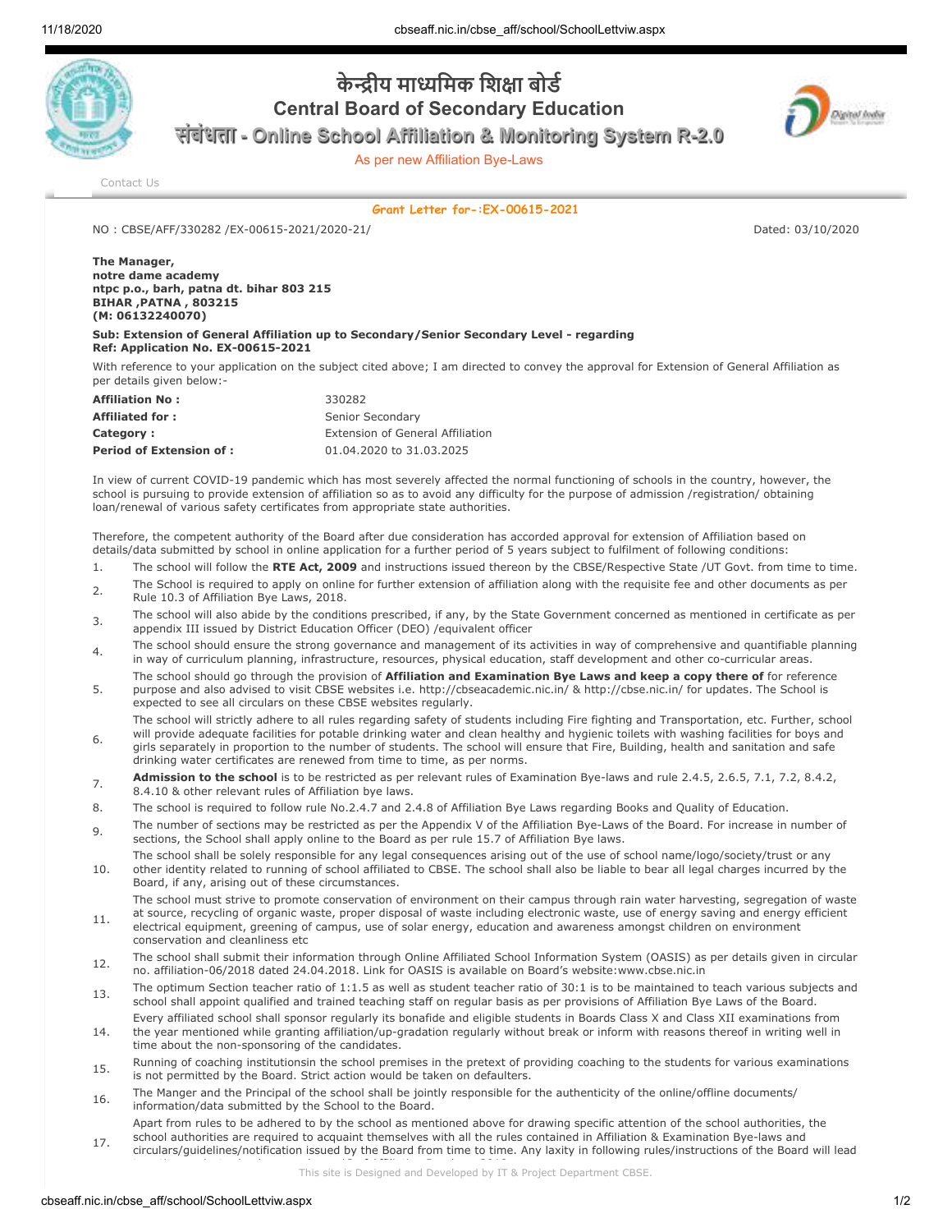# केन्द्रीय माध्यमिक शिक्षा बोर्ड

## Central Board of Secondary Education

### संबंधता - Online School Affiliation & Monitoring System R-2.0

As per new Affiliation Bye-Laws

Contact Us

**Grant Letter for-:EX-00615-2021**

NO : CBSE/AFF/330282 /EX-00615-2021/2020-21/ Dated: 03/10/2020

**The Manager,**
**notre dame academy**
**ntpc p.o., barh, patna dt. bihar 803 215**
**BIHAR ,PATNA , 803215**
**(M: 06132240070)**

**Sub: Extension of General Affiliation up to Secondary/Senior Secondary Level - regarding**
**Ref: Application No. EX-00615-2021**

With reference to your application on the subject cited above; I am directed to convey the approval for Extension of General Affiliation as per details given below:-

| | |
|---|---|
| **Affiliation No :** | 330282 |
| **Affiliated for :** | Senior Secondary |
| **Category :** | Extension of General Affiliation |
| **Period of Extension of :** | 01.04.2020 to 31.03.2025 |

In view of current COVID-19 pandemic which has most severely affected the normal functioning of schools in the country, however, the school is pursuing to provide extension of affiliation so as to avoid any difficulty for the purpose of admission /registration/ obtaining loan/renewal of various safety certificates from appropriate state authorities.

Therefore, the competent authority of the Board after due consideration has accorded approval for extension of Affiliation based on details/data submitted by school in online application for a further period of 5 years subject to fulfilment of following conditions:

1. The school will follow the **RTE Act, 2009** and instructions issued thereon by the CBSE/Respective State /UT Govt. from time to time.
2. The School is required to apply on online for further extension of affiliation along with the requisite fee and other documents as per Rule 10.3 of Affiliation Bye Laws, 2018.
3. The school will also abide by the conditions prescribed, if any, by the State Government concerned as mentioned in certificate as per appendix III issued by District Education Officer (DEO) /equivalent officer
4. The school should ensure the strong governance and management of its activities in way of comprehensive and quantifiable planning in way of curriculum planning, infrastructure, resources, physical education, staff development and other co-curricular areas.
5. The school should go through the provision of **Affiliation and Examination Bye Laws and keep a copy there of** for reference purpose and also advised to visit CBSE websites i.e. http://cbseacademic.nic.in/ & http://cbse.nic.in/ for updates. The School is expected to see all circulars on these CBSE websites regularly.
6. The school will strictly adhere to all rules regarding safety of students including Fire fighting and Transportation, etc. Further, school will provide adequate facilities for potable drinking water and clean healthy and hygienic toilets with washing facilities for boys and girls separately in proportion to the number of students. The school will ensure that Fire, Building, health and sanitation and safe drinking water certificates are renewed from time to time, as per norms.
7. **Admission to the school** is to be restricted as per relevant rules of Examination Bye-laws and rule 2.4.5, 2.6.5, 7.1, 7.2, 8.4.2, 8.4.10 & other relevant rules of Affiliation bye laws.
8. The school is required to follow rule No.2.4.7 and 2.4.8 of Affiliation Bye Laws regarding Books and Quality of Education.
9. The number of sections may be restricted as per the Appendix V of the Affiliation Bye-Laws of the Board. For increase in number of sections, the School shall apply online to the Board as per rule 15.7 of Affiliation Bye laws.
10. The school shall be solely responsible for any legal consequences arising out of the use of school name/logo/society/trust or any other identity related to running of school affiliated to CBSE. The school shall also be liable to bear all legal charges incurred by the Board, if any, arising out of these circumstances.
11. The school must strive to promote conservation of environment on their campus through rain water harvesting, segregation of waste at source, recycling of organic waste, proper disposal of waste including electronic waste, use of energy saving and energy efficient electrical equipment, greening of campus, use of solar energy, education and awareness amongst children on environment conservation and cleanliness etc
12. The school shall submit their information through Online Affiliated School Information System (OASIS) as per details given in circular no. affiliation-06/2018 dated 24.04.2018. Link for OASIS is available on Board's website:www.cbse.nic.in
13. The optimum Section teacher ratio of 1:1.5 as well as student teacher ratio of 30:1 is to be maintained to teach various subjects and school shall appoint qualified and trained teaching staff on regular basis as per provisions of Affiliation Bye Laws of the Board.
14. Every affiliated school shall sponsor regularly its bonafide and eligible students in Boards Class X and Class XII examinations from the year mentioned while granting affiliation/up-gradation regularly without break or inform with reasons thereof in writing well in time about the non-sponsoring of the candidates.
15. Running of coaching institutionsin the school premises in the pretext of providing coaching to the students for various examinations is not permitted by the Board. Strict action would be taken on defaulters.
16. The Manger and the Principal of the school shall be jointly responsible for the authenticity of the online/offline documents/ information/data submitted by the School to the Board.
17. Apart from rules to be adhered to by the school as mentioned above for drawing specific attention of the school authorities, the school authorities are required to acquaint themselves with all the rules contained in Affiliation & Examination Bye-laws and circulars/guidelines/notification issued by the Board from time to time. Any laxity in following rules/instructions of the Board will lead

This site is Designed and Developed by IT & Project Department CBSE.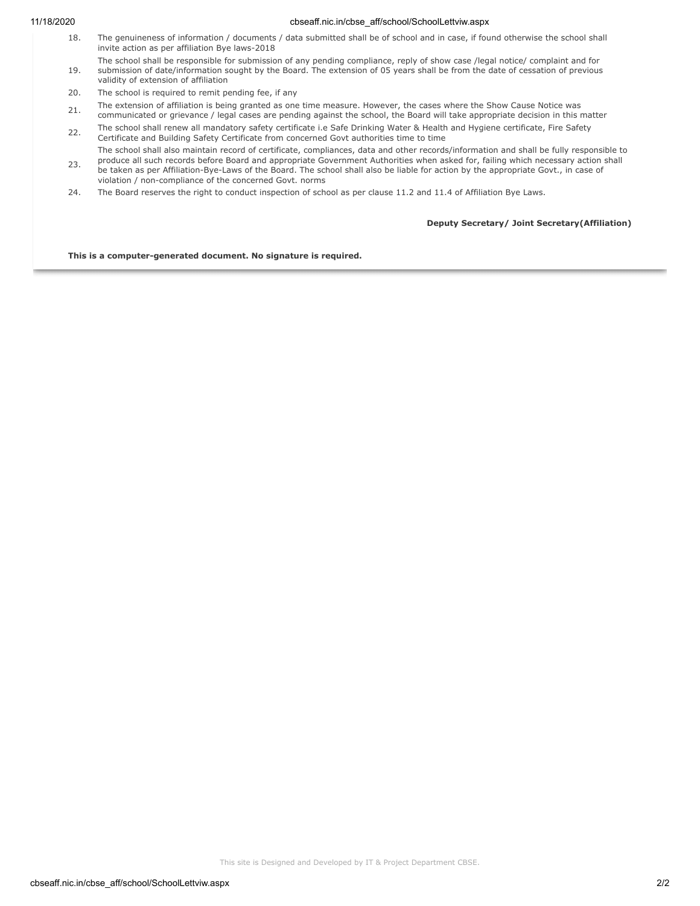18. The genuineness of information / documents / data submitted shall be of school and in case, if found otherwise the school shall invite action as per affiliation Bye laws-2018
19. The school shall be responsible for submission of any pending compliance, reply of show case /legal notice/ complaint and for submission of date/information sought by the Board. The extension of 05 years shall be from the date of cessation of previous validity of extension of affiliation
20. The school is required to remit pending fee, if any
21. The extension of affiliation is being granted as one time measure. However, the cases where the Show Cause Notice was communicated or grievance / legal cases are pending against the school, the Board will take appropriate decision in this matter
22. The school shall renew all mandatory safety certificate i.e Safe Drinking Water & Health and Hygiene certificate, Fire Safety Certificate and Building Safety Certificate from concerned Govt authorities time to time
23. The school shall also maintain record of certificate, compliances, data and other records/information and shall be fully responsible to produce all such records before Board and appropriate Government Authorities when asked for, failing which necessary action shall be taken as per Affiliation-Bye-Laws of the Board. The school shall also be liable for action by the appropriate Govt., in case of violation / non-compliance of the concerned Govt. norms
24. The Board reserves the right to conduct inspection of school as per clause 11.2 and 11.4 of Affiliation Bye Laws.

**Deputy Secretary/ Joint Secretary(Affiliation)**

**This is a computer-generated document. No signature is required.**

This site is Designed and Developed by IT & Project Department CBSE.